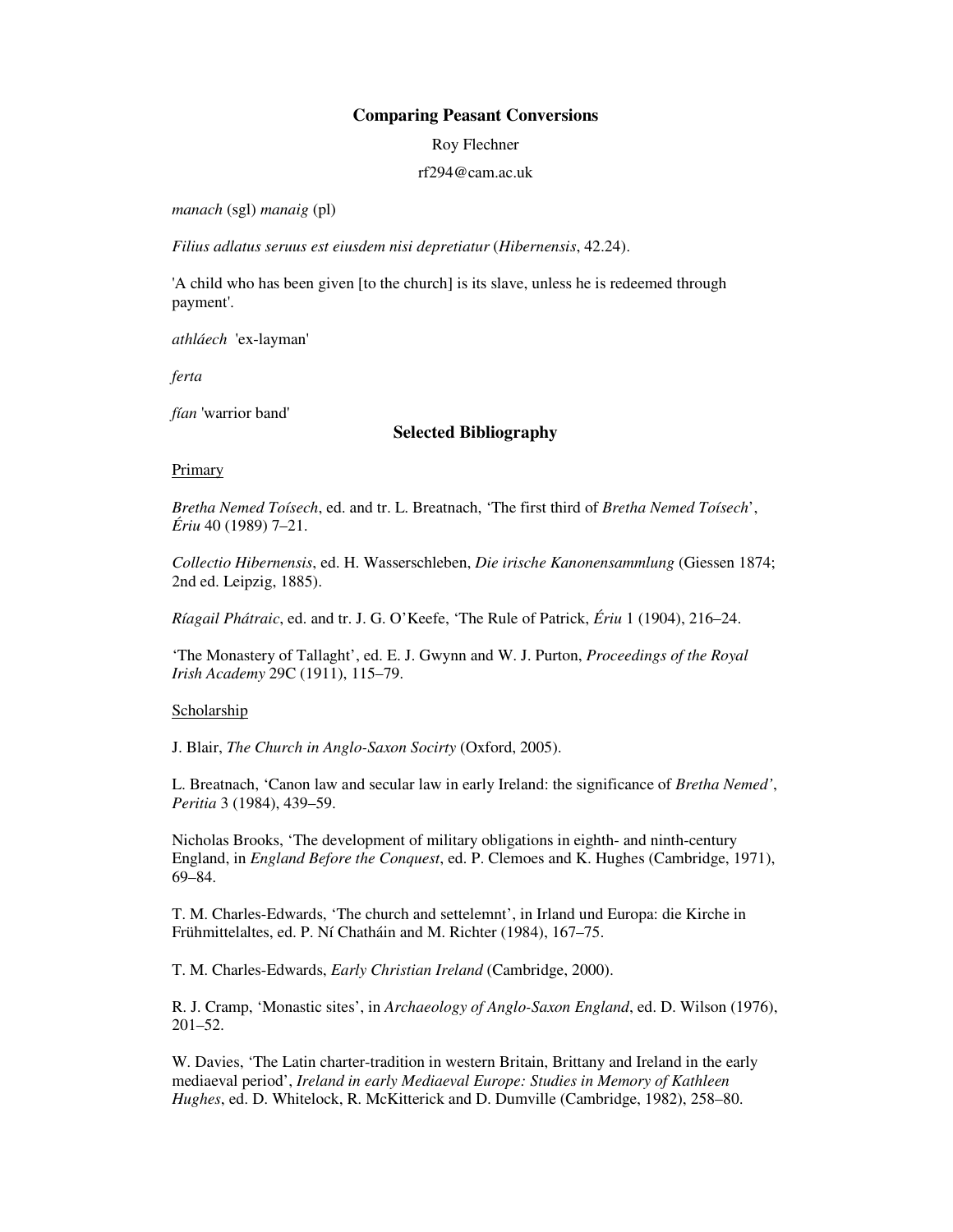# Comparing Peasant Conversions

Roy Flechner

rf294@cam.ac.uk

*manach* (sgl) *manaig* (pl)

*Filius adlatus seruus est eiusdem nisi depretiatur* (*Hibernensis*, 42.24).

'A child who has been given [to the church] is its slave, unless he is redeemed through payment'.

*athláech* 'ex-layman'

*ferta*

*fían* 'warrior band'

## Selected Bibliography

Primary

*Bretha Nemed Toísech*, ed. and tr. L. Breatnach, 'The first third of *Bretha Nemed Toísech*', *Ériu* 40 (1989) 7–21.

*Collectio Hibernensis*, ed. H. Wasserschleben, *Die irische Kanonensammlung* (Giessen 1874; 2nd ed. Leipzig, 1885).

*Ríagail Phátraic*, ed. and tr. J. G. O'Keefe, 'The Rule of Patrick, *Ériu* 1 (1904), 216–24.

'The Monastery of Tallaght', ed. E. J. Gwynn and W. J. Purton, *Proceedings of the Royal Irish Academy* 29C (1911), 115–79.

Scholarship

J. Blair, *The Church in Anglo-Saxon Socirty* (Oxford, 2005).

L. Breatnach, 'Canon law and secular law in early Ireland: the significance of *Bretha Nemed'*, *Peritia* 3 (1984), 439–59.

Nicholas Brooks, 'The development of military obligations in eighth- and ninth-century England, in *England Before the Conquest*, ed. P. Clemoes and K. Hughes (Cambridge, 1971), 69–84.

T. M. Charles-Edwards, 'The church and settelemnt', in Irland und Europa: die Kirche in Frühmittelaltes, ed. P. Ní Chatháin and M. Richter (1984), 167–75.

T. M. Charles-Edwards, *Early Christian Ireland* (Cambridge, 2000).

R. J. Cramp, 'Monastic sites', in *Archaeology of Anglo-Saxon England*, ed. D. Wilson (1976), 201–52.

W. Davies, 'The Latin charter-tradition in western Britain, Brittany and Ireland in the early mediaeval period', *Ireland in early Mediaeval Europe: Studies in Memory of Kathleen Hughes*, ed. D. Whitelock, R. McKitterick and D. Dumville (Cambridge, 1982), 258–80.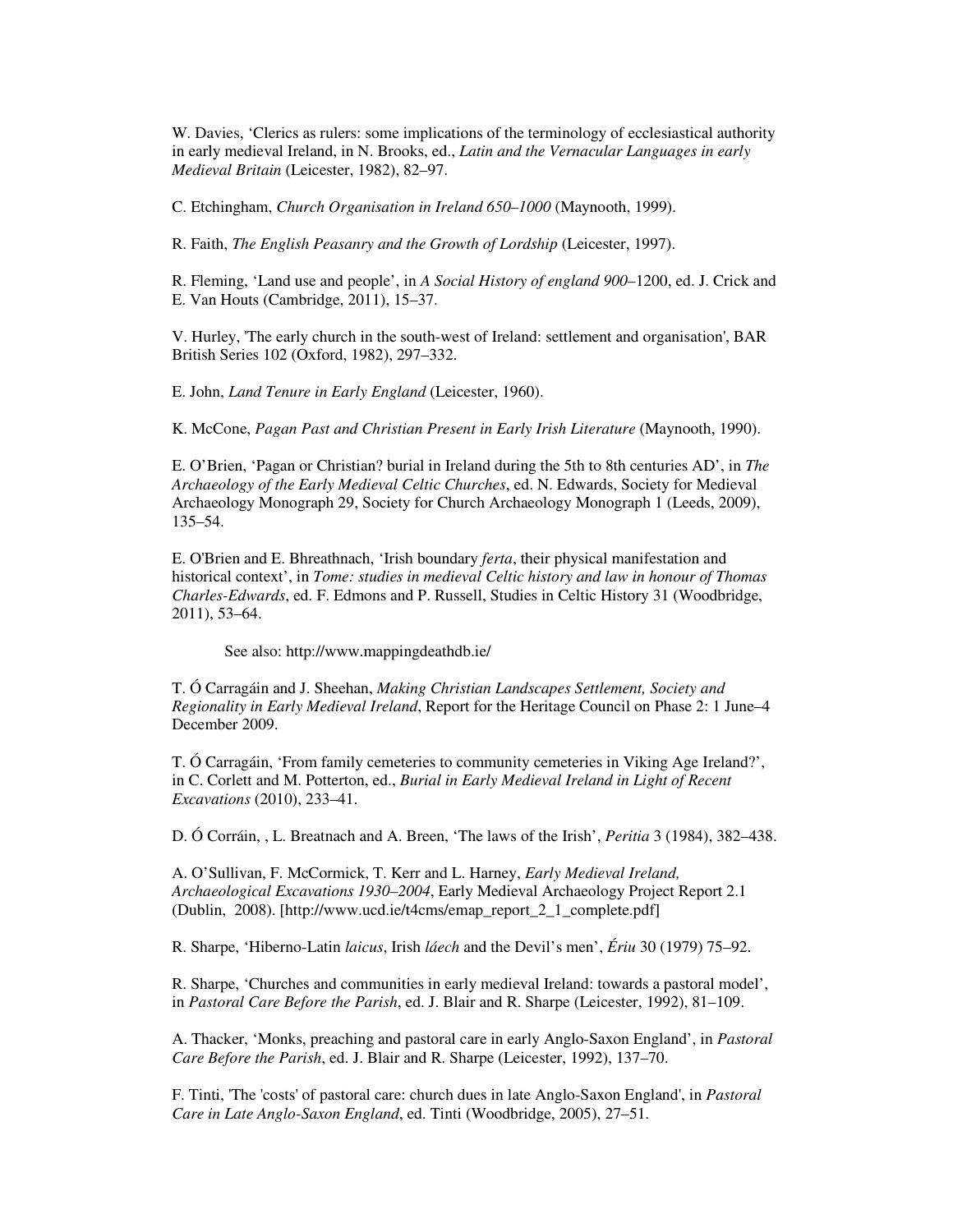W. Davies, ‘Clerics as rulers: some implications of the terminology of ecclesiastical authority in early medieval Ireland, in N. Brooks, ed., *Latin and the Vernacular Languages in early Medieval Britain* (Leicester, 1982), 82–97.

C. Etchingham, *Church Organisation in Ireland 650–1000* (Maynooth, 1999).

R. Faith, *The English Peasanry and the Growth of Lordship* (Leicester, 1997).

R. Fleming, ‘Land use and people’, in *A Social History of england 900*–1200, ed. J. Crick and E. Van Houts (Cambridge, 2011), 15–37.

V. Hurley, 'The early church in the south-west of Ireland: settlement and organisation', BAR British Series 102 (Oxford, 1982), 297–332.

E. John, *Land Tenure in Early England* (Leicester, 1960).

K. McCone, *Pagan Past and Christian Present in Early Irish Literature* (Maynooth, 1990).

E. O’Brien, ‘Pagan or Christian? burial in Ireland during the 5th to 8th centuries AD’, in *The Archaeology of the Early Medieval Celtic Churches*, ed. N. Edwards, Society for Medieval Archaeology Monograph 29, Society for Church Archaeology Monograph 1 (Leeds, 2009), 135–54.

E. O'Brien and E. Bhreathnach, ‘Irish boundary *ferta*, their physical manifestation and historical context’, in *Tome: studies in medieval Celtic history and law in honour of Thomas Charles-Edwards*, ed. F. Edmons and P. Russell, Studies in Celtic History 31 (Woodbridge, 2011), 53–64.

See also: http://www.mappingdeathdb.ie/

T. Ó Carragáin and J. Sheehan, *Making Christian Landscapes Settlement, Society and Regionality in Early Medieval Ireland*, Report for the Heritage Council on Phase 2: 1 June–4 December 2009.

T. Ó Carragáin, ‘From family cemeteries to community cemeteries in Viking Age Ireland?’, in C. Corlett and M. Potterton, ed., *Burial in Early Medieval Ireland in Light of Recent Excavations* (2010), 233–41.

D. Ó Corráin, , L. Breatnach and A. Breen, ‘The laws of the Irish’, *Peritia* 3 (1984), 382–438.

A. O’Sullivan, F. McCormick, T. Kerr and L. Harney, *Early Medieval Ireland, Archaeological Excavations 1930–2004*, Early Medieval Archaeology Project Report 2.1 (Dublin, 2008). [http://www.ucd.ie/t4cms/emap_report_2_1_complete.pdf]

R. Sharpe, ‘Hiberno-Latin *laicus*, Irish *láech* and the Devil’s men’, *Ériu* 30 (1979) 75–92.

R. Sharpe, ‘Churches and communities in early medieval Ireland: towards a pastoral model’, in *Pastoral Care Before the Parish*, ed. J. Blair and R. Sharpe (Leicester, 1992), 81–109.

A. Thacker, ‘Monks, preaching and pastoral care in early Anglo-Saxon England’, in *Pastoral Care Before the Parish*, ed. J. Blair and R. Sharpe (Leicester, 1992), 137–70.

F. Tinti, 'The 'costs' of pastoral care: church dues in late Anglo-Saxon England', in *Pastoral Care in Late Anglo-Saxon England*, ed. Tinti (Woodbridge, 2005), 27–51.